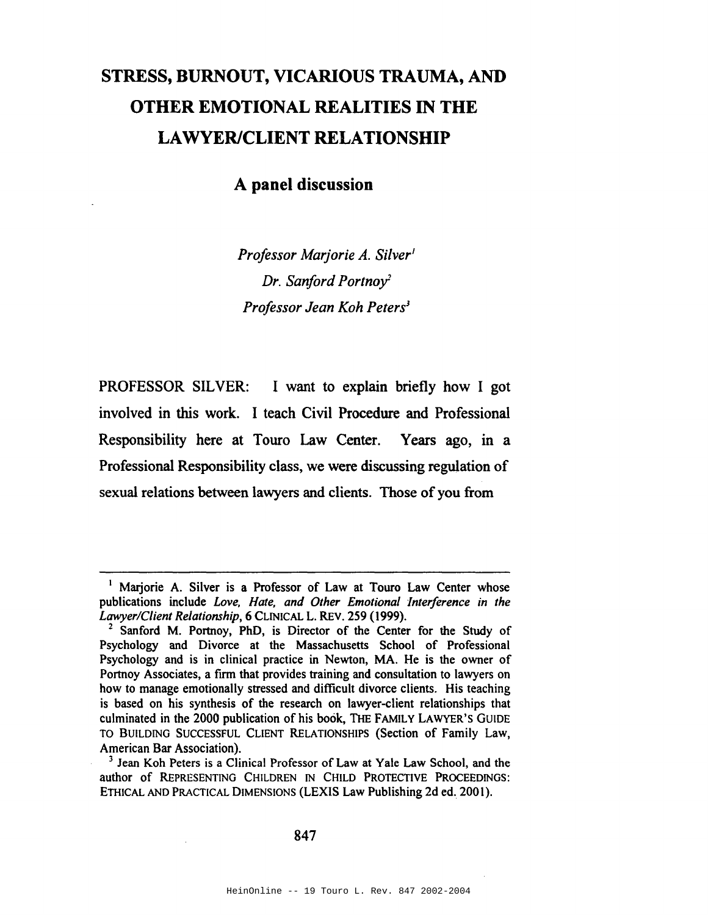# STRESS, BURNOUT, VICARIOUS TRAUMA, AND OTHER EMOTIONAL REALITIES IN THE LAWYER/CLIENT RELATIONSHIP

## A panel discussion

*Professor Marjorie A. Silver*[1]
*Dr. Sanford Portnoy*[2]
*Professor Jean Koh Peters*[3]

PROFESSOR SILVER: I want to explain briefly how I got involved in this work. I teach Civil Procedure and Professional Responsibility here at Touro Law Center. Years ago, in a Professional Responsibility class, we were discussing regulation of sexual relations between lawyers and clients. Those of you from

---

[1] Marjorie A. Silver is a Professor of Law at Touro Law Center whose publications include *Love, Hate, and Other Emotional Interference in the Lawyer/Client Relationship*, 6 CLINICAL L. REV. 259 (1999).

[2] Sanford M. Portnoy, PhD, is Director of the Center for the Study of Psychology and Divorce at the Massachusetts School of Professional Psychology and is in clinical practice in Newton, MA. He is the owner of Portnoy Associates, a firm that provides training and consultation to lawyers on how to manage emotionally stressed and difficult divorce clients. His teaching is based on his synthesis of the research on lawyer-client relationships that culminated in the 2000 publication of his book, THE FAMILY LAWYER'S GUIDE TO BUILDING SUCCESSFUL CLIENT RELATIONSHIPS (Section of Family Law, American Bar Association).

[3] Jean Koh Peters is a Clinical Professor of Law at Yale Law School, and the author of REPRESENTING CHILDREN IN CHILD PROTECTIVE PROCEEDINGS: ETHICAL AND PRACTICAL DIMENSIONS (LEXIS Law Publishing 2d ed. 2001).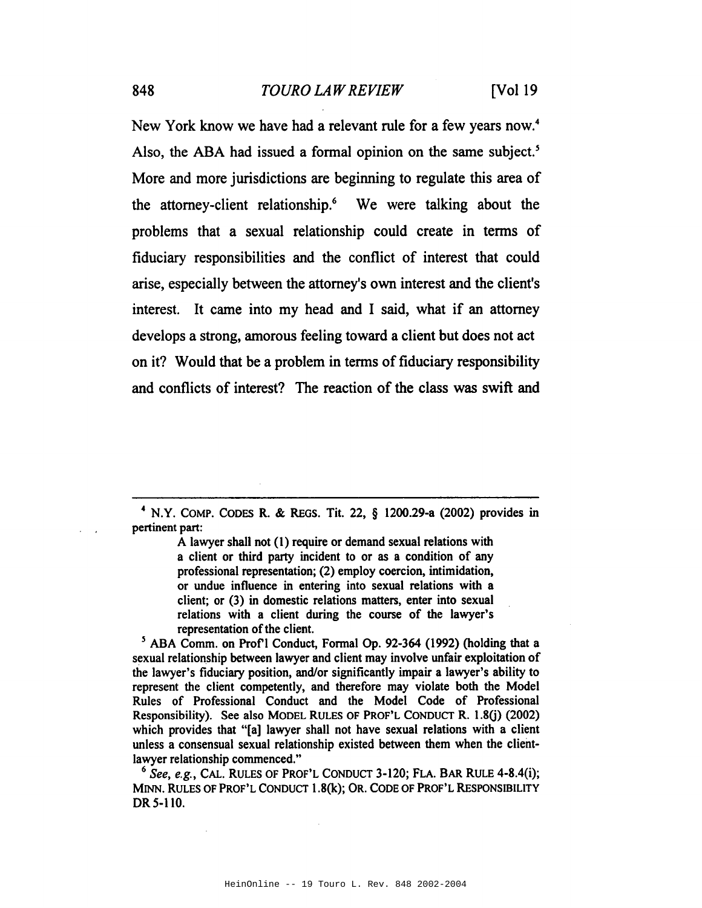New York know we have had a relevant rule for a few years now.[4] Also, the ABA had issued a formal opinion on the same subject.[5] More and more jurisdictions are beginning to regulate this area of the attorney-client relationship.[6] We were talking about the problems that a sexual relationship could create in terms of fiduciary responsibilities and the conflict of interest that could arise, especially between the attorney's own interest and the client's interest. It came into my head and I said, what if an attorney develops a strong, amorous feeling toward a client but does not act on it? Would that be a problem in terms of fiduciary responsibility and conflicts of interest? The reaction of the class was swift and

---

[4] N.Y. COMP. CODES R. & REGS. Tit. 22, § 1200.29-a (2002) provides in pertinent part:

> A lawyer shall not (1) require or demand sexual relations with a client or third party incident to or as a condition of any professional representation; (2) employ coercion, intimidation, or undue influence in entering into sexual relations with a client; or (3) in domestic relations matters, enter into sexual relations with a client during the course of the lawyer's representation of the client.

[5] ABA Comm. on Prof'l Conduct, Formal Op. 92-364 (1992) (holding that a sexual relationship between lawyer and client may involve unfair exploitation of the lawyer's fiduciary position, and/or significantly impair a lawyer's ability to represent the client competently, and therefore may violate both the Model Rules of Professional Conduct and the Model Code of Professional Responsibility). See also MODEL RULES OF PROF'L CONDUCT R. 1.8(j) (2002) which provides that "[a] lawyer shall not have sexual relations with a client unless a consensual sexual relationship existed between them when the client-lawyer relationship commenced."

[6] *See, e.g.*, CAL. RULES OF PROF'L CONDUCT 3-120; FLA. BAR RULE 4-8.4(i); MINN. RULES OF PROF'L CONDUCT 1.8(k); OR. CODE OF PROF'L RESPONSIBILITY DR 5-110.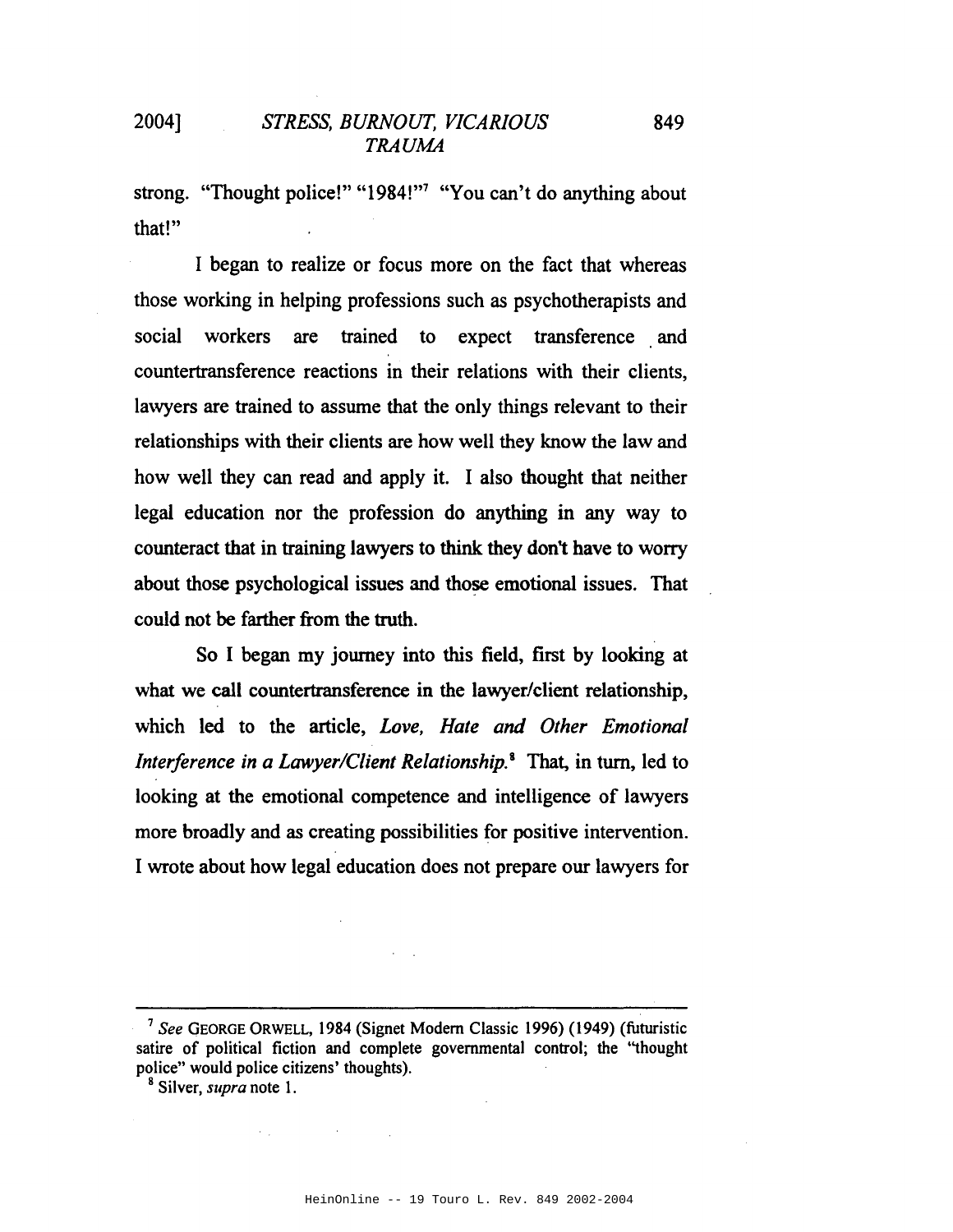strong. "Thought police!" "1984!"[7] "You can't do anything about that!"

I began to realize or focus more on the fact that whereas those working in helping professions such as psychotherapists and social workers are trained to expect transference and countertransference reactions in their relations with their clients, lawyers are trained to assume that the only things relevant to their relationships with their clients are how well they know the law and how well they can read and apply it. I also thought that neither legal education nor the profession do anything in any way to counteract that in training lawyers to think they don't have to worry about those psychological issues and those emotional issues. That could not be farther from the truth.

So I began my journey into this field, first by looking at what we call countertransference in the lawyer/client relationship, which led to the article, *Love, Hate and Other Emotional Interference in a Lawyer/Client Relationship.*[8] That, in turn, led to looking at the emotional competence and intelligence of lawyers more broadly and as creating possibilities for positive intervention. I wrote about how legal education does not prepare our lawyers for

---

[7] *See* GEORGE ORWELL, 1984 (Signet Modern Classic 1996) (1949) (futuristic satire of political fiction and complete governmental control; the "thought police" would police citizens' thoughts).

[8] Silver, *supra* note 1.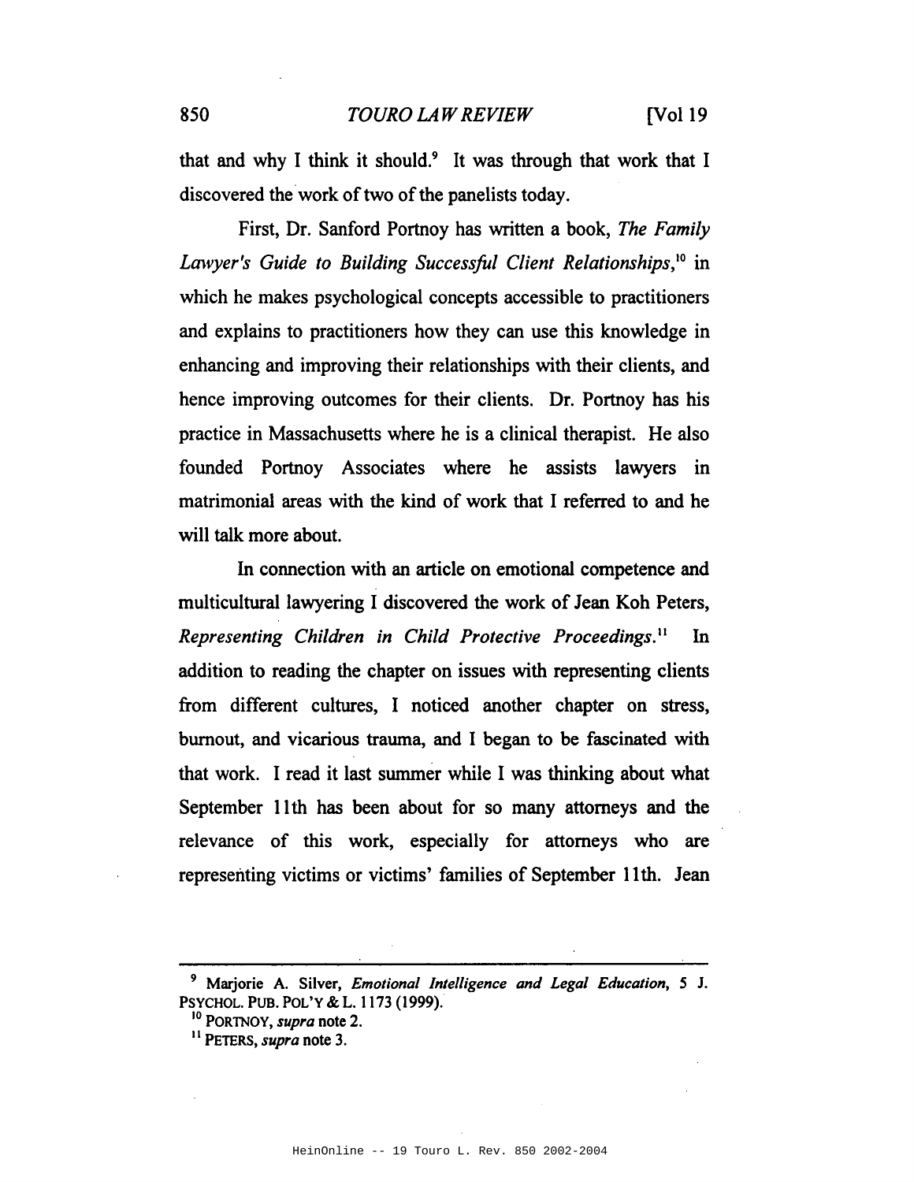that and why I think it should.[9] It was through that work that I discovered the work of two of the panelists today.

First, Dr. Sanford Portnoy has written a book, *The Family Lawyer's Guide to Building Successful Client Relationships*,[10] in which he makes psychological concepts accessible to practitioners and explains to practitioners how they can use this knowledge in enhancing and improving their relationships with their clients, and hence improving outcomes for their clients. Dr. Portnoy has his practice in Massachusetts where he is a clinical therapist. He also founded Portnoy Associates where he assists lawyers in matrimonial areas with the kind of work that I referred to and he will talk more about.

In connection with an article on emotional competence and multicultural lawyering I discovered the work of Jean Koh Peters, *Representing Children in Child Protective Proceedings*.[11] In addition to reading the chapter on issues with representing clients from different cultures, I noticed another chapter on stress, burnout, and vicarious trauma, and I began to be fascinated with that work. I read it last summer while I was thinking about what September 11th has been about for so many attorneys and the relevance of this work, especially for attorneys who are representing victims or victims' families of September 11th. Jean

---

[9] Marjorie A. Silver, *Emotional Intelligence and Legal Education*, 5 J. PSYCHOL. PUB. POL'Y & L. 1173 (1999).

[10] PORTNOY, *supra* note 2.

[11] PETERS, *supra* note 3.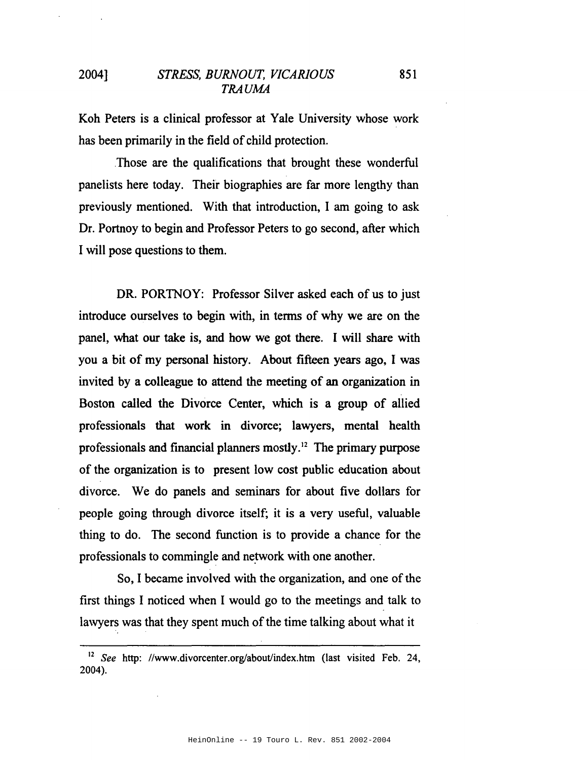Koh Peters is a clinical professor at Yale University whose work has been primarily in the field of child protection.

Those are the qualifications that brought these wonderful panelists here today. Their biographies are far more lengthy than previously mentioned. With that introduction, I am going to ask Dr. Portnoy to begin and Professor Peters to go second, after which I will pose questions to them.

DR. PORTNOY: Professor Silver asked each of us to just introduce ourselves to begin with, in terms of why we are on the panel, what our take is, and how we got there. I will share with you a bit of my personal history. About fifteen years ago, I was invited by a colleague to attend the meeting of an organization in Boston called the Divorce Center, which is a group of allied professionals that work in divorce; lawyers, mental health professionals and financial planners mostly.[12] The primary purpose of the organization is to present low cost public education about divorce. We do panels and seminars for about five dollars for people going through divorce itself; it is a very useful, valuable thing to do. The second function is to provide a chance for the professionals to commingle and network with one another.

So, I became involved with the organization, and one of the first things I noticed when I would go to the meetings and talk to lawyers was that they spent much of the time talking about what it

---

[12] *See* http: //www.divorcenter.org/about/index.htm (last visited Feb. 24, 2004).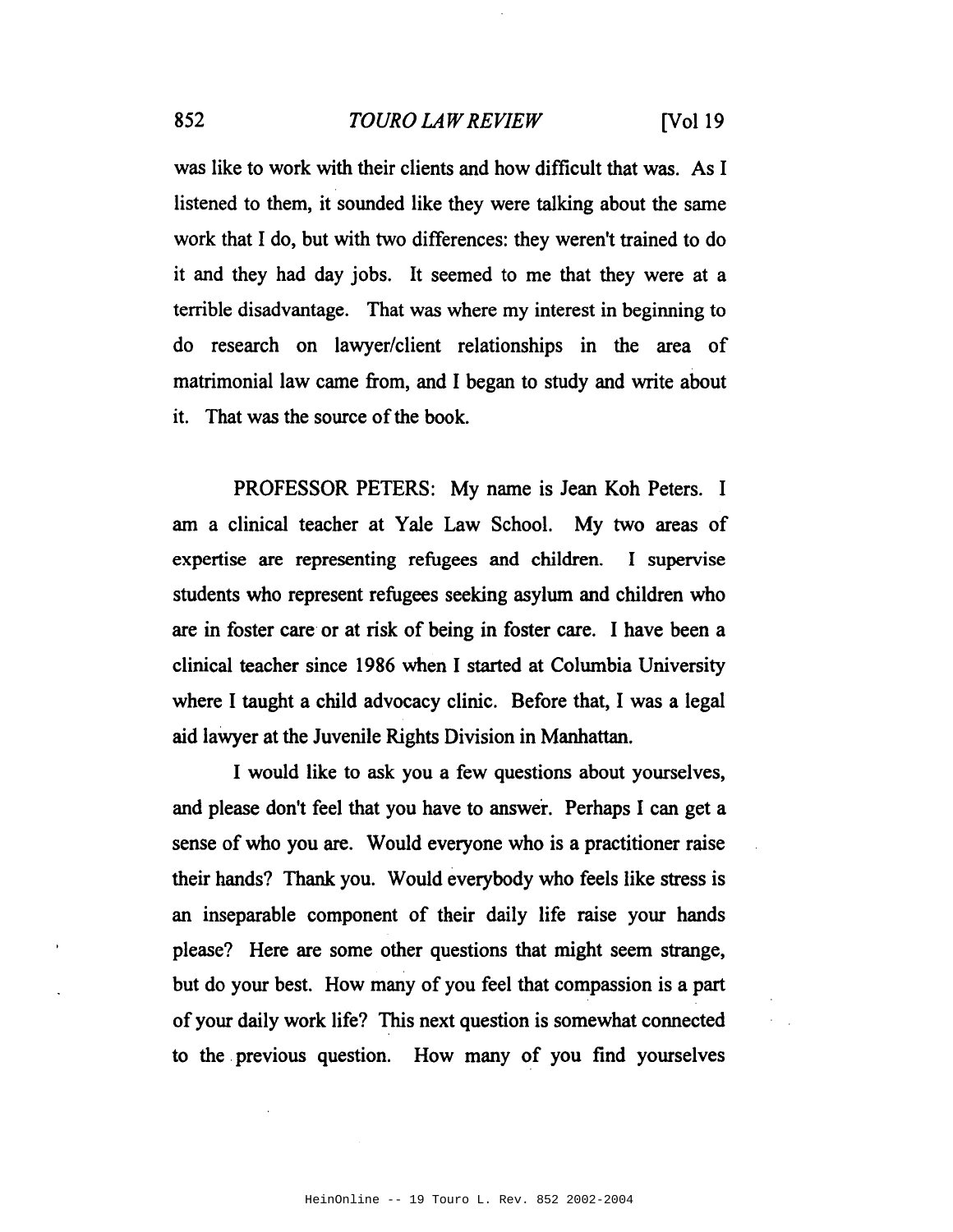was like to work with their clients and how difficult that was. As I listened to them, it sounded like they were talking about the same work that I do, but with two differences: they weren't trained to do it and they had day jobs. It seemed to me that they were at a terrible disadvantage. That was where my interest in beginning to do research on lawyer/client relationships in the area of matrimonial law came from, and I began to study and write about it. That was the source of the book.

PROFESSOR PETERS: My name is Jean Koh Peters. I am a clinical teacher at Yale Law School. My two areas of expertise are representing refugees and children. I supervise students who represent refugees seeking asylum and children who are in foster care or at risk of being in foster care. I have been a clinical teacher since 1986 when I started at Columbia University where I taught a child advocacy clinic. Before that, I was a legal aid lawyer at the Juvenile Rights Division in Manhattan.

I would like to ask you a few questions about yourselves, and please don't feel that you have to answer. Perhaps I can get a sense of who you are. Would everyone who is a practitioner raise their hands? Thank you. Would everybody who feels like stress is an inseparable component of their daily life raise your hands please? Here are some other questions that might seem strange, but do your best. How many of you feel that compassion is a part of your daily work life? This next question is somewhat connected to the previous question. How many of you find yourselves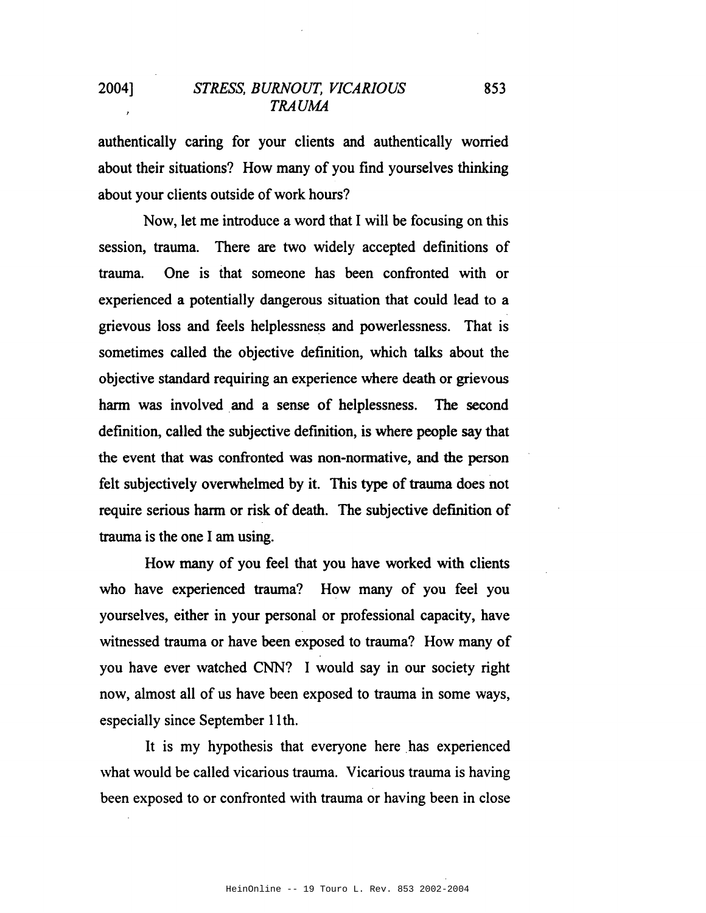authentically caring for your clients and authentically worried about their situations? How many of you find yourselves thinking about your clients outside of work hours?

Now, let me introduce a word that I will be focusing on this session, trauma. There are two widely accepted definitions of trauma. One is that someone has been confronted with or experienced a potentially dangerous situation that could lead to a grievous loss and feels helplessness and powerlessness. That is sometimes called the objective definition, which talks about the objective standard requiring an experience where death or grievous harm was involved and a sense of helplessness. The second definition, called the subjective definition, is where people say that the event that was confronted was non-normative, and the person felt subjectively overwhelmed by it. This type of trauma does not require serious harm or risk of death. The subjective definition of trauma is the one I am using.

How many of you feel that you have worked with clients who have experienced trauma? How many of you feel you yourselves, either in your personal or professional capacity, have witnessed trauma or have been exposed to trauma? How many of you have ever watched CNN? I would say in our society right now, almost all of us have been exposed to trauma in some ways, especially since September 11th.

It is my hypothesis that everyone here has experienced what would be called vicarious trauma. Vicarious trauma is having been exposed to or confronted with trauma or having been in close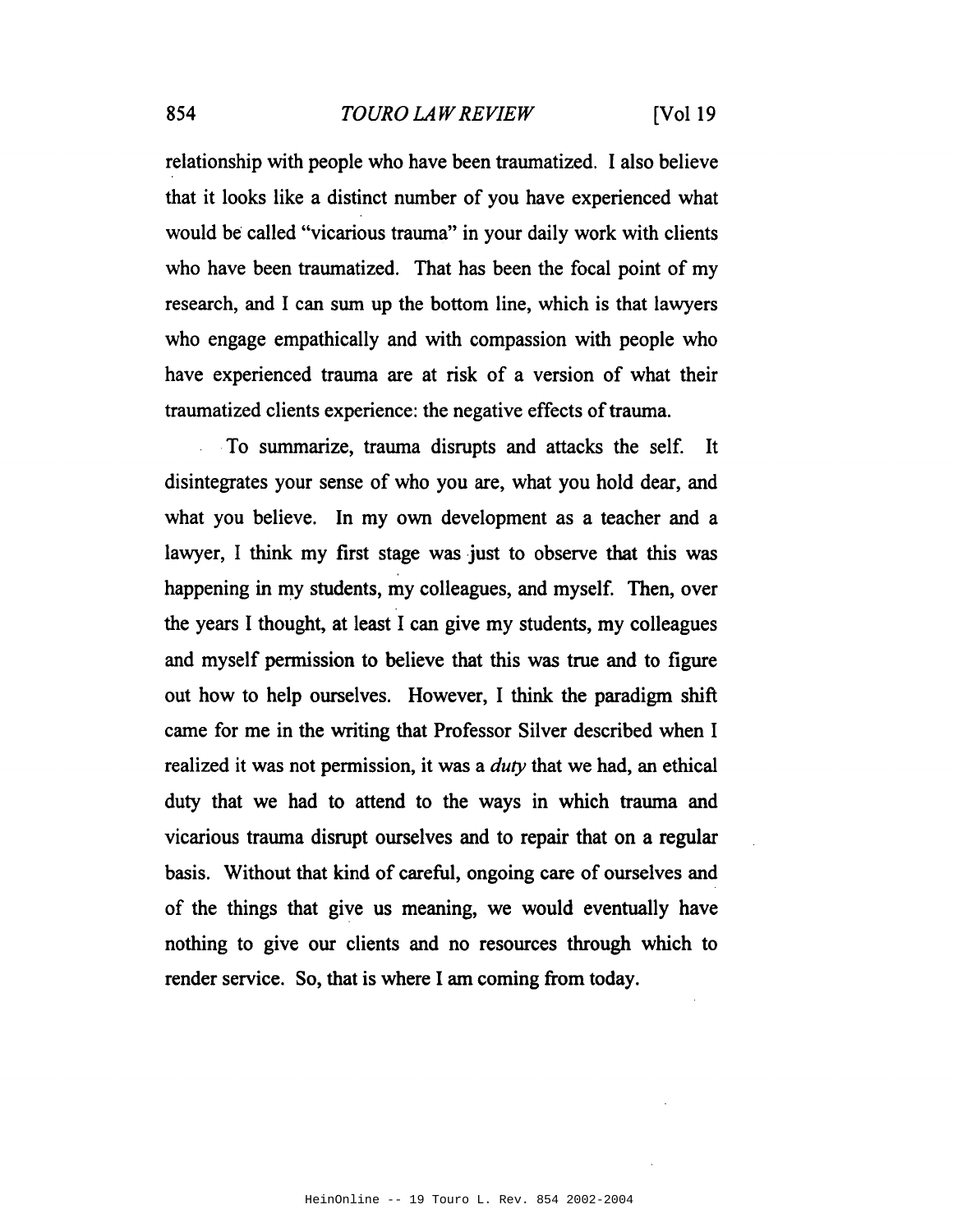relationship with people who have been traumatized. I also believe that it looks like a distinct number of you have experienced what would be called "vicarious trauma" in your daily work with clients who have been traumatized. That has been the focal point of my research, and I can sum up the bottom line, which is that lawyers who engage empathically and with compassion with people who have experienced trauma are at risk of a version of what their traumatized clients experience: the negative effects of trauma.

To summarize, trauma disrupts and attacks the self. It disintegrates your sense of who you are, what you hold dear, and what you believe. In my own development as a teacher and a lawyer, I think my first stage was just to observe that this was happening in my students, my colleagues, and myself. Then, over the years I thought, at least I can give my students, my colleagues and myself permission to believe that this was true and to figure out how to help ourselves. However, I think the paradigm shift came for me in the writing that Professor Silver described when I realized it was not permission, it was a *duty* that we had, an ethical duty that we had to attend to the ways in which trauma and vicarious trauma disrupt ourselves and to repair that on a regular basis. Without that kind of careful, ongoing care of ourselves and of the things that give us meaning, we would eventually have nothing to give our clients and no resources through which to render service. So, that is where I am coming from today.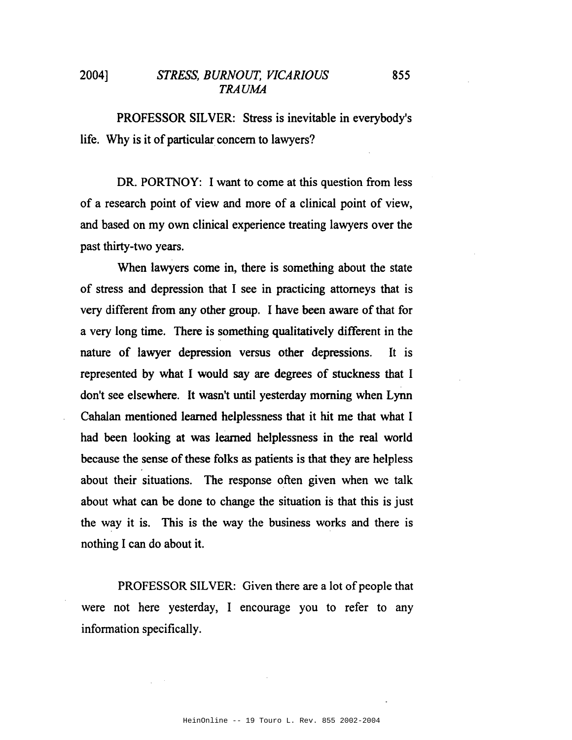PROFESSOR SILVER: Stress is inevitable in everybody's life. Why is it of particular concern to lawyers?

DR. PORTNOY: I want to come at this question from less of a research point of view and more of a clinical point of view, and based on my own clinical experience treating lawyers over the past thirty-two years.

When lawyers come in, there is something about the state of stress and depression that I see in practicing attorneys that is very different from any other group. I have been aware of that for a very long time. There is something qualitatively different in the nature of lawyer depression versus other depressions. It is represented by what I would say are degrees of stuckness that I don't see elsewhere. It wasn't until yesterday morning when Lynn Cahalan mentioned learned helplessness that it hit me that what I had been looking at was learned helplessness in the real world because the sense of these folks as patients is that they are helpless about their situations. The response often given when we talk about what can be done to change the situation is that this is just the way it is. This is the way the business works and there is nothing I can do about it.

PROFESSOR SILVER: Given there are a lot of people that were not here yesterday, I encourage you to refer to any information specifically.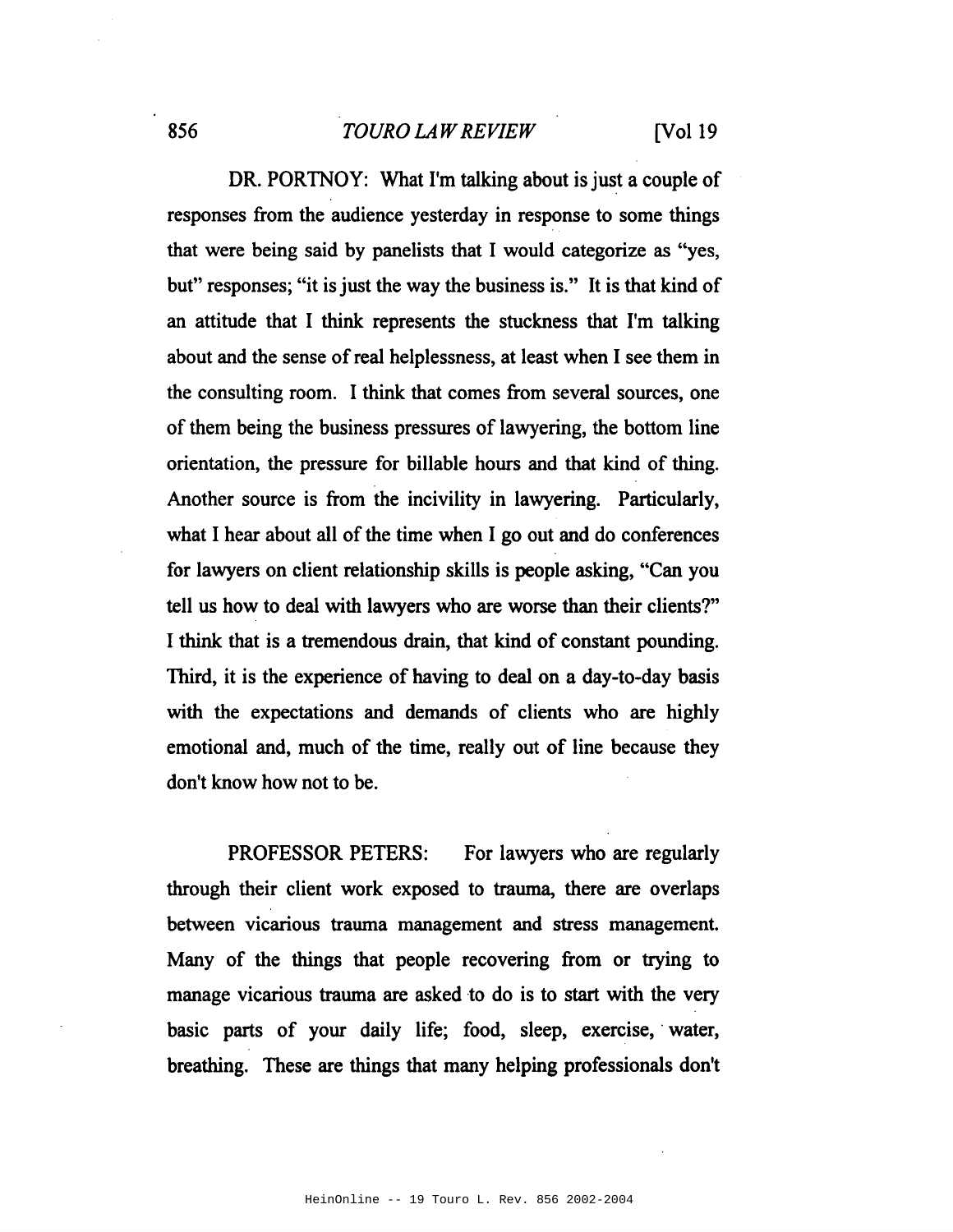DR. PORTNOY: What I'm talking about is just a couple of responses from the audience yesterday in response to some things that were being said by panelists that I would categorize as "yes, but" responses; "it is just the way the business is." It is that kind of an attitude that I think represents the stuckness that I'm talking about and the sense of real helplessness, at least when I see them in the consulting room. I think that comes from several sources, one of them being the business pressures of lawyering, the bottom line orientation, the pressure for billable hours and that kind of thing. Another source is from the incivility in lawyering. Particularly, what I hear about all of the time when I go out and do conferences for lawyers on client relationship skills is people asking, "Can you tell us how to deal with lawyers who are worse than their clients?" I think that is a tremendous drain, that kind of constant pounding. Third, it is the experience of having to deal on a day-to-day basis with the expectations and demands of clients who are highly emotional and, much of the time, really out of line because they don't know how not to be.

PROFESSOR PETERS: For lawyers who are regularly through their client work exposed to trauma, there are overlaps between vicarious trauma management and stress management. Many of the things that people recovering from or trying to manage vicarious trauma are asked to do is to start with the very basic parts of your daily life; food, sleep, exercise, water, breathing. These are things that many helping professionals don't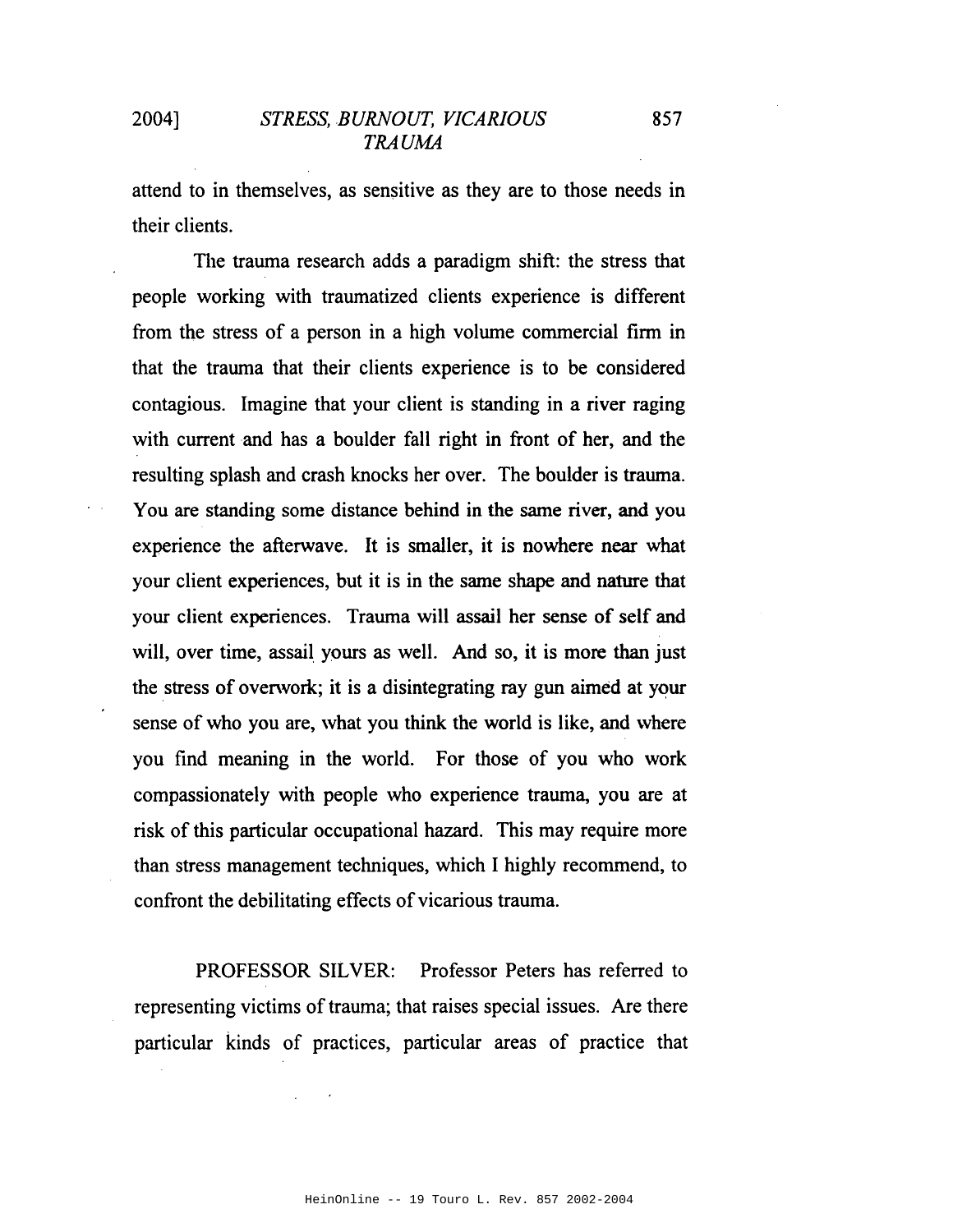attend to in themselves, as sensitive as they are to those needs in their clients.

The trauma research adds a paradigm shift: the stress that people working with traumatized clients experience is different from the stress of a person in a high volume commercial firm in that the trauma that their clients experience is to be considered contagious. Imagine that your client is standing in a river raging with current and has a boulder fall right in front of her, and the resulting splash and crash knocks her over. The boulder is trauma. You are standing some distance behind in the same river, and you experience the afterwave. It is smaller, it is nowhere near what your client experiences, but it is in the same shape and nature that your client experiences. Trauma will assail her sense of self and will, over time, assail yours as well. And so, it is more than just the stress of overwork; it is a disintegrating ray gun aimed at your sense of who you are, what you think the world is like, and where you find meaning in the world. For those of you who work compassionately with people who experience trauma, you are at risk of this particular occupational hazard. This may require more than stress management techniques, which I highly recommend, to confront the debilitating effects of vicarious trauma.

PROFESSOR SILVER: Professor Peters has referred to representing victims of trauma; that raises special issues. Are there particular kinds of practices, particular areas of practice that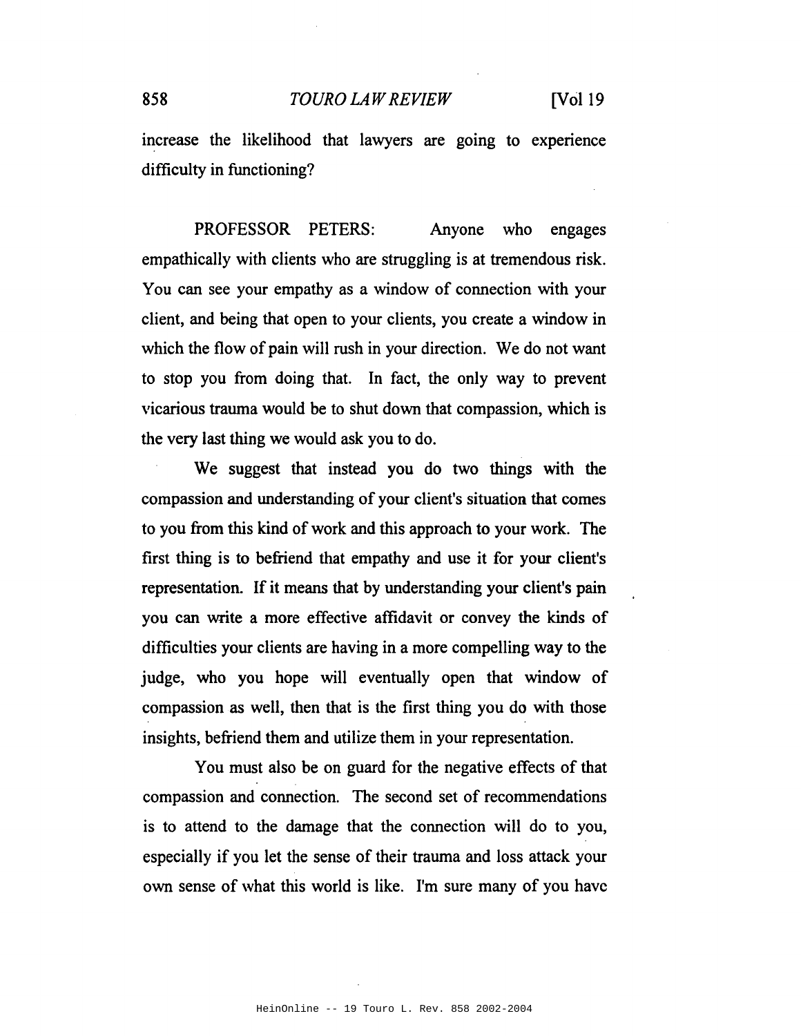increase the likelihood that lawyers are going to experience difficulty in functioning?

PROFESSOR PETERS: Anyone who engages empathically with clients who are struggling is at tremendous risk. You can see your empathy as a window of connection with your client, and being that open to your clients, you create a window in which the flow of pain will rush in your direction. We do not want to stop you from doing that. In fact, the only way to prevent vicarious trauma would be to shut down that compassion, which is the very last thing we would ask you to do.

We suggest that instead you do two things with the compassion and understanding of your client's situation that comes to you from this kind of work and this approach to your work. The first thing is to befriend that empathy and use it for your client's representation. If it means that by understanding your client's pain you can write a more effective affidavit or convey the kinds of difficulties your clients are having in a more compelling way to the judge, who you hope will eventually open that window of compassion as well, then that is the first thing you do with those insights, befriend them and utilize them in your representation.

You must also be on guard for the negative effects of that compassion and connection. The second set of recommendations is to attend to the damage that the connection will do to you, especially if you let the sense of their trauma and loss attack your own sense of what this world is like. I'm sure many of you have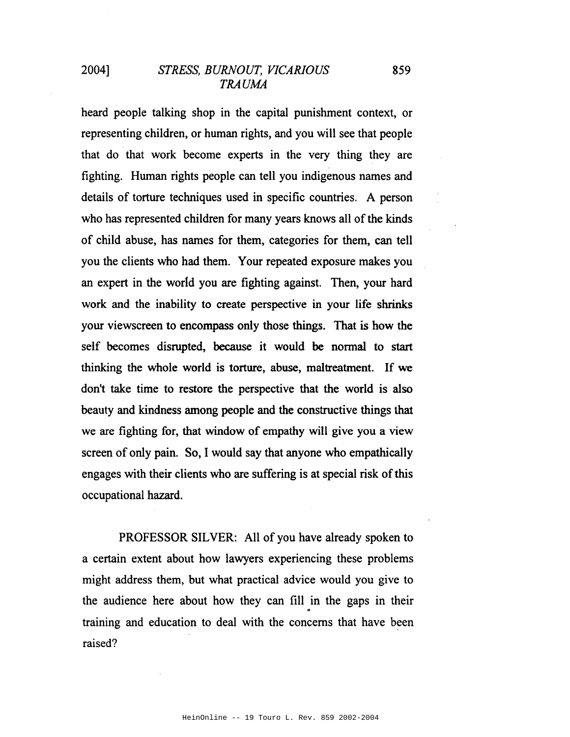heard people talking shop in the capital punishment context, or representing children, or human rights, and you will see that people that do that work become experts in the very thing they are fighting. Human rights people can tell you indigenous names and details of torture techniques used in specific countries. A person who has represented children for many years knows all of the kinds of child abuse, has names for them, categories for them, can tell you the clients who had them. Your repeated exposure makes you an expert in the world you are fighting against. Then, your hard work and the inability to create perspective in your life shrinks your viewscreen to encompass only those things. That is how the self becomes disrupted, because it would be normal to start thinking the whole world is torture, abuse, maltreatment. If we don't take time to restore the perspective that the world is also beauty and kindness among people and the constructive things that we are fighting for, that window of empathy will give you a view screen of only pain. So, I would say that anyone who empathically engages with their clients who are suffering is at special risk of this occupational hazard.

PROFESSOR SILVER: All of you have already spoken to a certain extent about how lawyers experiencing these problems might address them, but what practical advice would you give to the audience here about how they can fill in the gaps in their training and education to deal with the concerns that have been raised?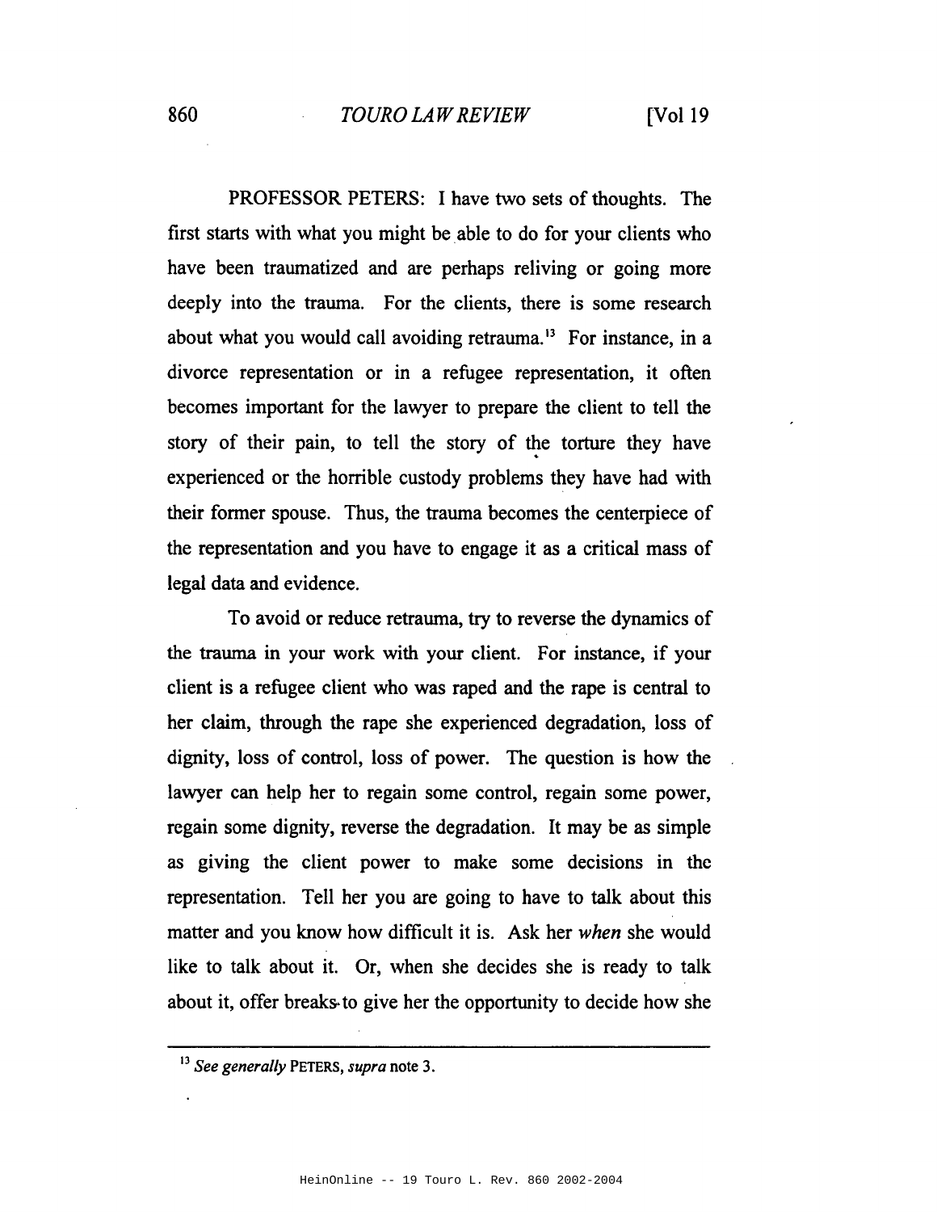PROFESSOR PETERS: I have two sets of thoughts. The first starts with what you might be able to do for your clients who have been traumatized and are perhaps reliving or going more deeply into the trauma. For the clients, there is some research about what you would call avoiding retrauma.[13] For instance, in a divorce representation or in a refugee representation, it often becomes important for the lawyer to prepare the client to tell the story of their pain, to tell the story of the torture they have experienced or the horrible custody problems they have had with their former spouse. Thus, the trauma becomes the centerpiece of the representation and you have to engage it as a critical mass of legal data and evidence.

To avoid or reduce retrauma, try to reverse the dynamics of the trauma in your work with your client. For instance, if your client is a refugee client who was raped and the rape is central to her claim, through the rape she experienced degradation, loss of dignity, loss of control, loss of power. The question is how the lawyer can help her to regain some control, regain some power, regain some dignity, reverse the degradation. It may be as simple as giving the client power to make some decisions in the representation. Tell her you are going to have to talk about this matter and you know how difficult it is. Ask her *when* she would like to talk about it. Or, when she decides she is ready to talk about it, offer breaks to give her the opportunity to decide how she

---

[13] *See generally* PETERS, *supra* note 3.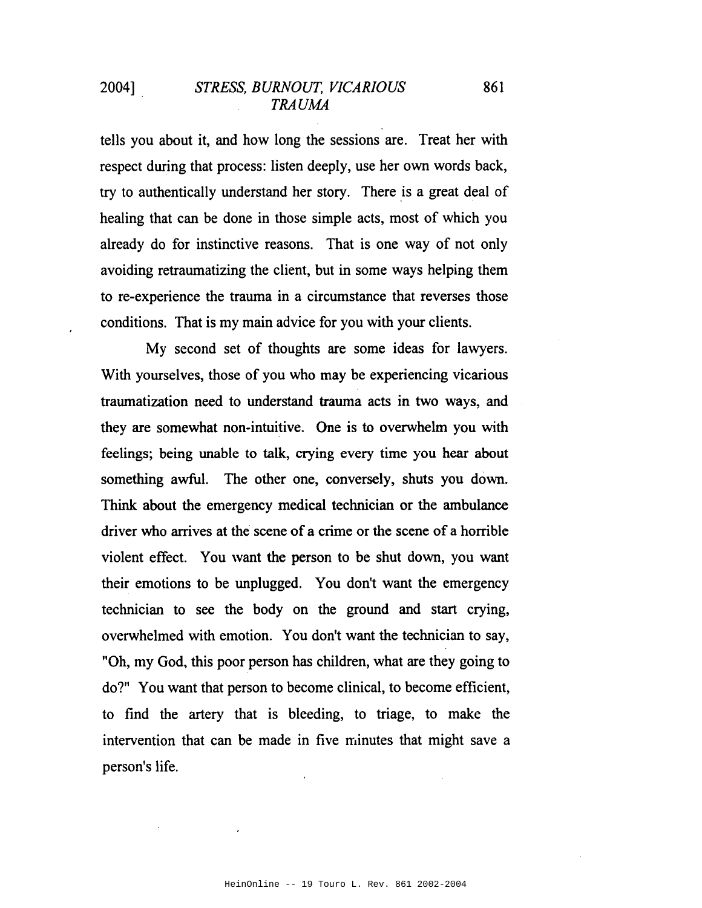tells you about it, and how long the sessions are. Treat her with respect during that process: listen deeply, use her own words back, try to authentically understand her story. There is a great deal of healing that can be done in those simple acts, most of which you already do for instinctive reasons. That is one way of not only avoiding retraumatizing the client, but in some ways helping them to re-experience the trauma in a circumstance that reverses those conditions. That is my main advice for you with your clients.

My second set of thoughts are some ideas for lawyers. With yourselves, those of you who may be experiencing vicarious traumatization need to understand trauma acts in two ways, and they are somewhat non-intuitive. One is to overwhelm you with feelings; being unable to talk, crying every time you hear about something awful. The other one, conversely, shuts you down. Think about the emergency medical technician or the ambulance driver who arrives at the scene of a crime or the scene of a horrible violent effect. You want the person to be shut down, you want their emotions to be unplugged. You don't want the emergency technician to see the body on the ground and start crying, overwhelmed with emotion. You don't want the technician to say, "Oh, my God, this poor person has children, what are they going to do?" You want that person to become clinical, to become efficient, to find the artery that is bleeding, to triage, to make the intervention that can be made in five minutes that might save a person's life.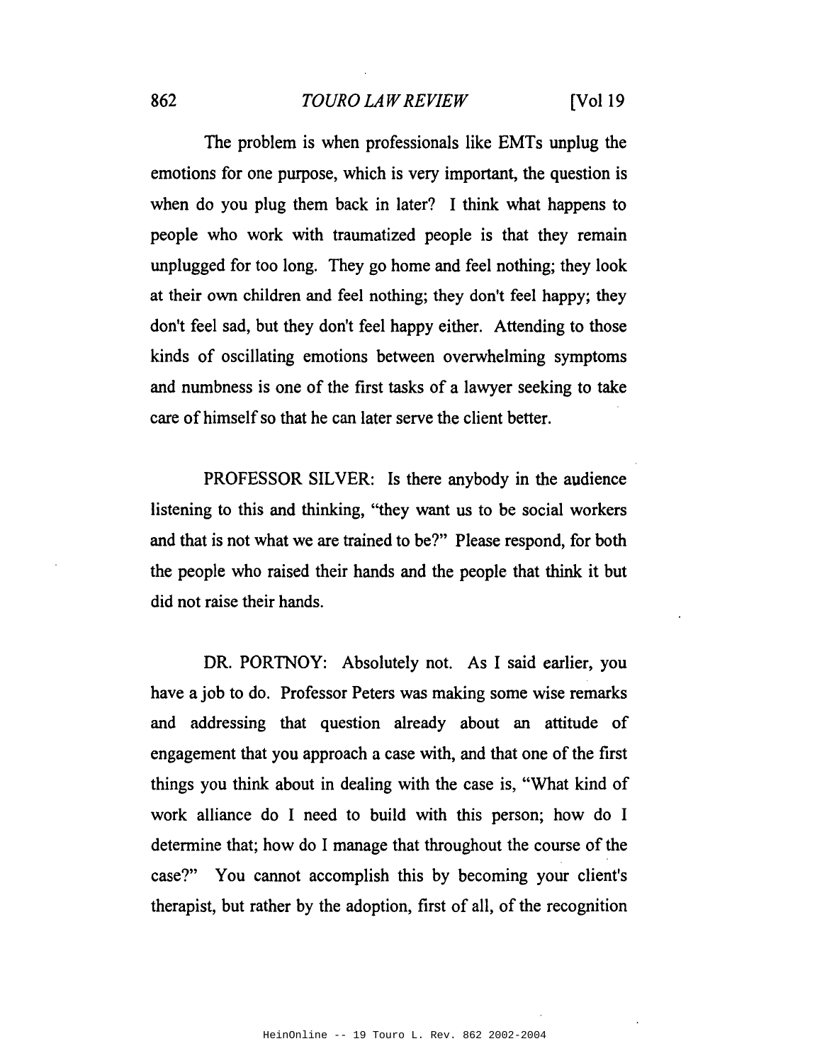The problem is when professionals like EMTs unplug the emotions for one purpose, which is very important, the question is when do you plug them back in later? I think what happens to people who work with traumatized people is that they remain unplugged for too long. They go home and feel nothing; they look at their own children and feel nothing; they don't feel happy; they don't feel sad, but they don't feel happy either. Attending to those kinds of oscillating emotions between overwhelming symptoms and numbness is one of the first tasks of a lawyer seeking to take care of himself so that he can later serve the client better.

PROFESSOR SILVER: Is there anybody in the audience listening to this and thinking, "they want us to be social workers and that is not what we are trained to be?" Please respond, for both the people who raised their hands and the people that think it but did not raise their hands.

DR. PORTNOY: Absolutely not. As I said earlier, you have a job to do. Professor Peters was making some wise remarks and addressing that question already about an attitude of engagement that you approach a case with, and that one of the first things you think about in dealing with the case is, "What kind of work alliance do I need to build with this person; how do I determine that; how do I manage that throughout the course of the case?" You cannot accomplish this by becoming your client's therapist, but rather by the adoption, first of all, of the recognition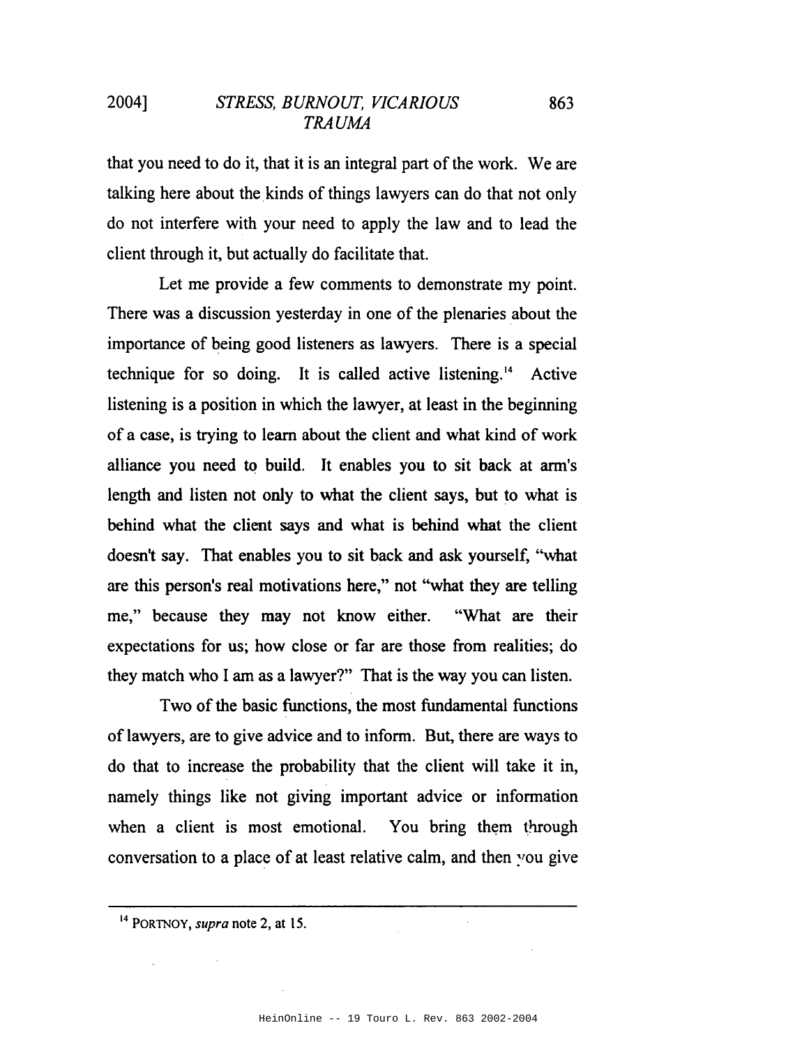that you need to do it, that it is an integral part of the work. We are talking here about the kinds of things lawyers can do that not only do not interfere with your need to apply the law and to lead the client through it, but actually do facilitate that.

Let me provide a few comments to demonstrate my point. There was a discussion yesterday in one of the plenaries about the importance of being good listeners as lawyers. There is a special technique for so doing. It is called active listening.[14] Active listening is a position in which the lawyer, at least in the beginning of a case, is trying to learn about the client and what kind of work alliance you need to build. It enables you to sit back at arm's length and listen not only to what the client says, but to what is behind what the client says and what is behind what the client doesn't say. That enables you to sit back and ask yourself, "what are this person's real motivations here," not "what they are telling me," because they may not know either. "What are their expectations for us; how close or far are those from realities; do they match who I am as a lawyer?" That is the way you can listen.

Two of the basic functions, the most fundamental functions of lawyers, are to give advice and to inform. But, there are ways to do that to increase the probability that the client will take it in, namely things like not giving important advice or information when a client is most emotional. You bring them through conversation to a place of at least relative calm, and then you give

---

[14] PORTNOY, *supra* note 2, at 15.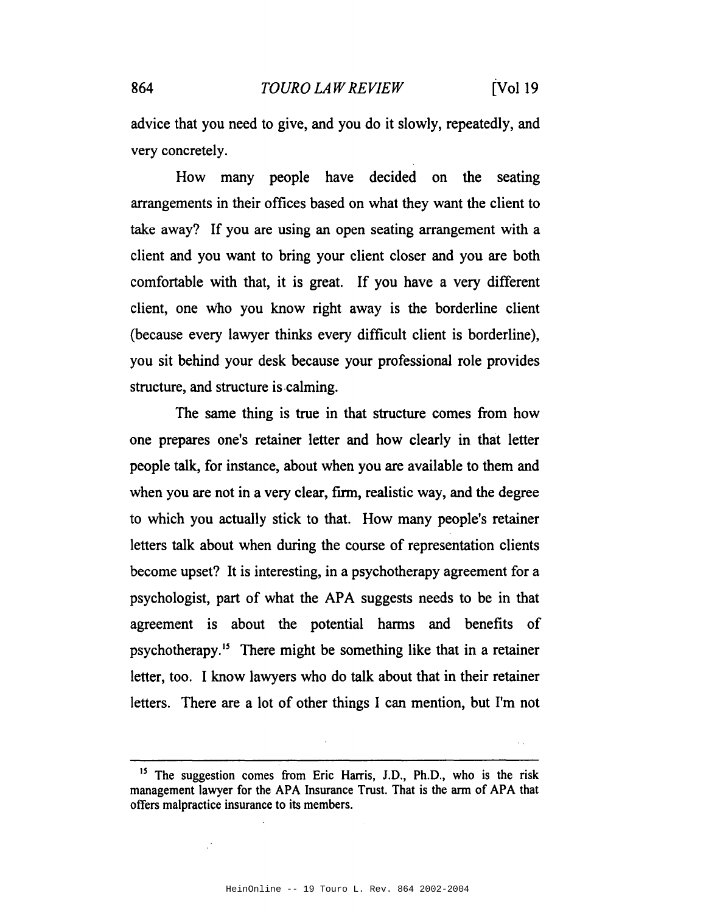advice that you need to give, and you do it slowly, repeatedly, and very concretely.

How many people have decided on the seating arrangements in their offices based on what they want the client to take away? If you are using an open seating arrangement with a client and you want to bring your client closer and you are both comfortable with that, it is great. If you have a very different client, one who you know right away is the borderline client (because every lawyer thinks every difficult client is borderline), you sit behind your desk because your professional role provides structure, and structure is calming.

The same thing is true in that structure comes from how one prepares one's retainer letter and how clearly in that letter people talk, for instance, about when you are available to them and when you are not in a very clear, firm, realistic way, and the degree to which you actually stick to that. How many people's retainer letters talk about when during the course of representation clients become upset? It is interesting, in a psychotherapy agreement for a psychologist, part of what the APA suggests needs to be in that agreement is about the potential harms and benefits of psychotherapy.[15] There might be something like that in a retainer letter, too. I know lawyers who do talk about that in their retainer letters. There are a lot of other things I can mention, but I'm not

---

[15] The suggestion comes from Eric Harris, J.D., Ph.D., who is the risk management lawyer for the APA Insurance Trust. That is the arm of APA that offers malpractice insurance to its members.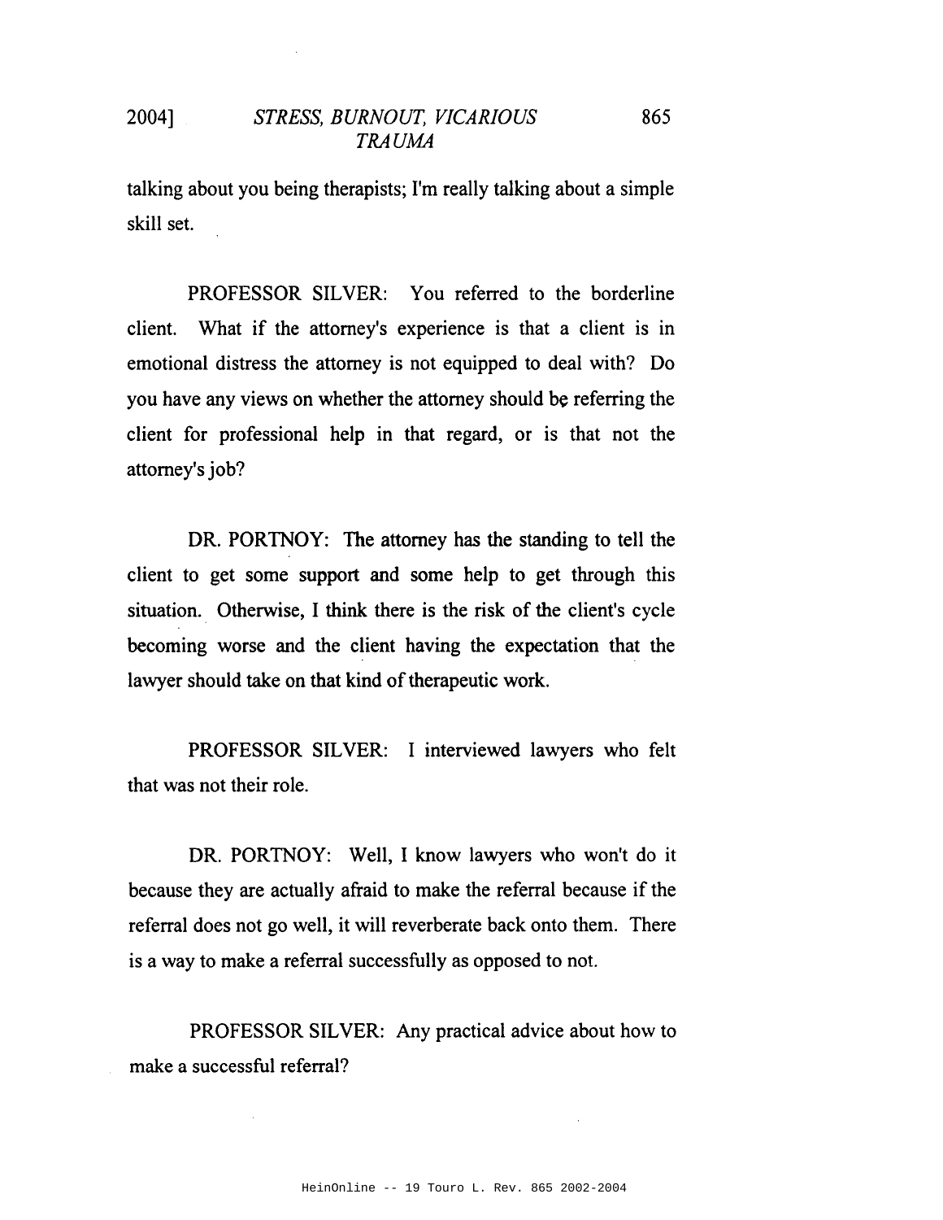talking about you being therapists; I'm really talking about a simple skill set.

PROFESSOR SILVER: You referred to the borderline client. What if the attorney's experience is that a client is in emotional distress the attorney is not equipped to deal with? Do you have any views on whether the attorney should be referring the client for professional help in that regard, or is that not the attorney's job?

DR. PORTNOY: The attorney has the standing to tell the client to get some support and some help to get through this situation. Otherwise, I think there is the risk of the client's cycle becoming worse and the client having the expectation that the lawyer should take on that kind of therapeutic work.

PROFESSOR SILVER: I interviewed lawyers who felt that was not their role.

DR. PORTNOY: Well, I know lawyers who won't do it because they are actually afraid to make the referral because if the referral does not go well, it will reverberate back onto them. There is a way to make a referral successfully as opposed to not.

PROFESSOR SILVER: Any practical advice about how to make a successful referral?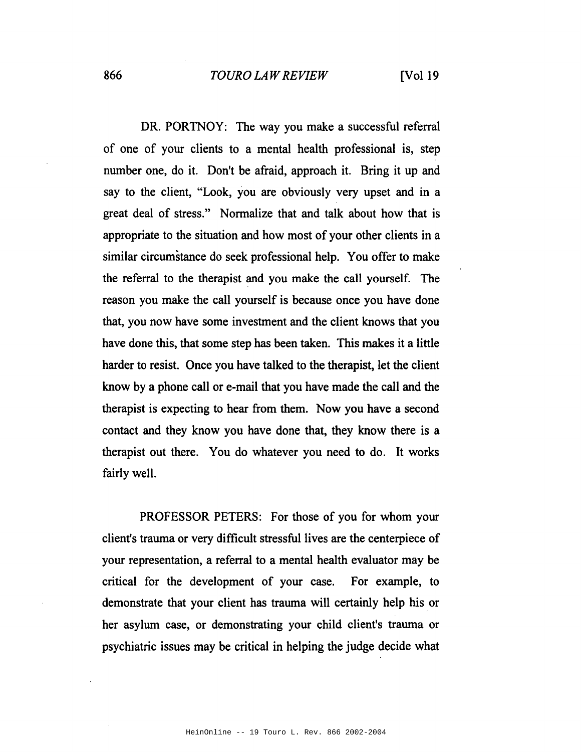DR. PORTNOY: The way you make a successful referral of one of your clients to a mental health professional is, step number one, do it. Don't be afraid, approach it. Bring it up and say to the client, "Look, you are obviously very upset and in a great deal of stress." Normalize that and talk about how that is appropriate to the situation and how most of your other clients in a similar circumstance do seek professional help. You offer to make the referral to the therapist and you make the call yourself. The reason you make the call yourself is because once you have done that, you now have some investment and the client knows that you have done this, that some step has been taken. This makes it a little harder to resist. Once you have talked to the therapist, let the client know by a phone call or e-mail that you have made the call and the therapist is expecting to hear from them. Now you have a second contact and they know you have done that, they know there is a therapist out there. You do whatever you need to do. It works fairly well.

PROFESSOR PETERS: For those of you for whom your client's trauma or very difficult stressful lives are the centerpiece of your representation, a referral to a mental health evaluator may be critical for the development of your case. For example, to demonstrate that your client has trauma will certainly help his or her asylum case, or demonstrating your child client's trauma or psychiatric issues may be critical in helping the judge decide what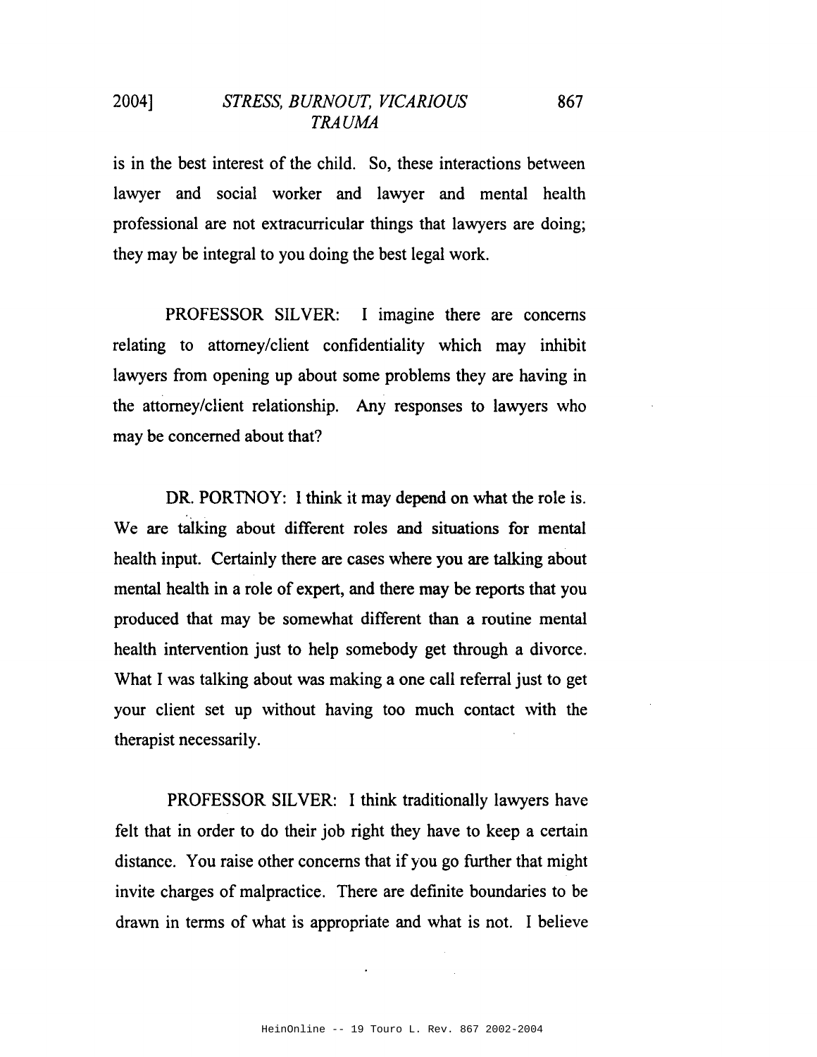is in the best interest of the child. So, these interactions between lawyer and social worker and lawyer and mental health professional are not extracurricular things that lawyers are doing; they may be integral to you doing the best legal work.

PROFESSOR SILVER: I imagine there are concerns relating to attorney/client confidentiality which may inhibit lawyers from opening up about some problems they are having in the attorney/client relationship. Any responses to lawyers who may be concerned about that?

DR. PORTNOY: I think it may depend on what the role is. We are talking about different roles and situations for mental health input. Certainly there are cases where you are talking about mental health in a role of expert, and there may be reports that you produced that may be somewhat different than a routine mental health intervention just to help somebody get through a divorce. What I was talking about was making a one call referral just to get your client set up without having too much contact with the therapist necessarily.

PROFESSOR SILVER: I think traditionally lawyers have felt that in order to do their job right they have to keep a certain distance. You raise other concerns that if you go further that might invite charges of malpractice. There are definite boundaries to be drawn in terms of what is appropriate and what is not. I believe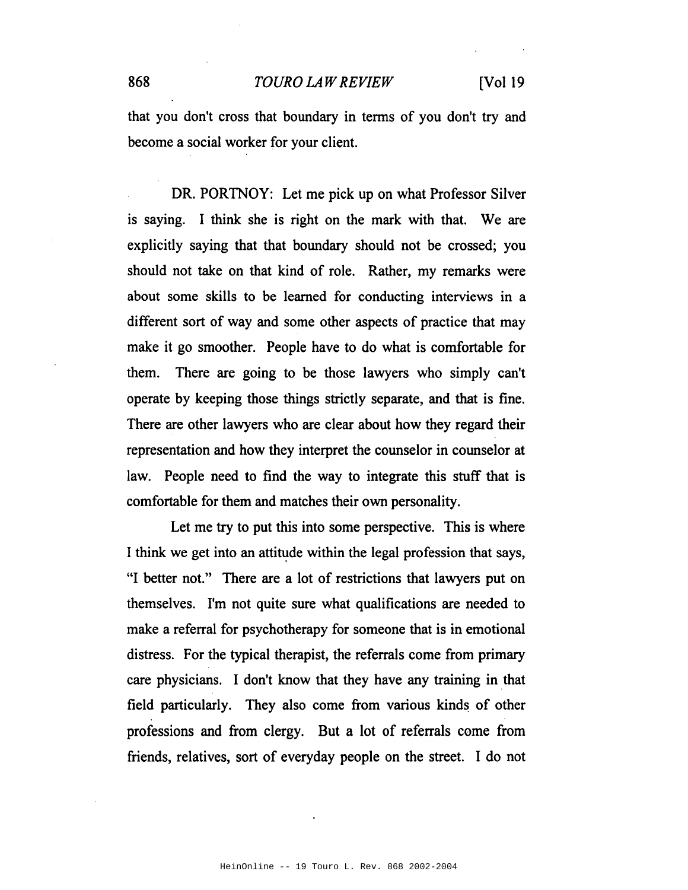that you don't cross that boundary in terms of you don't try and become a social worker for your client.

DR. PORTNOY: Let me pick up on what Professor Silver is saying. I think she is right on the mark with that. We are explicitly saying that that boundary should not be crossed; you should not take on that kind of role. Rather, my remarks were about some skills to be learned for conducting interviews in a different sort of way and some other aspects of practice that may make it go smoother. People have to do what is comfortable for them. There are going to be those lawyers who simply can't operate by keeping those things strictly separate, and that is fine. There are other lawyers who are clear about how they regard their representation and how they interpret the counselor in counselor at law. People need to find the way to integrate this stuff that is comfortable for them and matches their own personality.

Let me try to put this into some perspective. This is where I think we get into an attitude within the legal profession that says, "I better not." There are a lot of restrictions that lawyers put on themselves. I'm not quite sure what qualifications are needed to make a referral for psychotherapy for someone that is in emotional distress. For the typical therapist, the referrals come from primary care physicians. I don't know that they have any training in that field particularly. They also come from various kinds of other professions and from clergy. But a lot of referrals come from friends, relatives, sort of everyday people on the street. I do not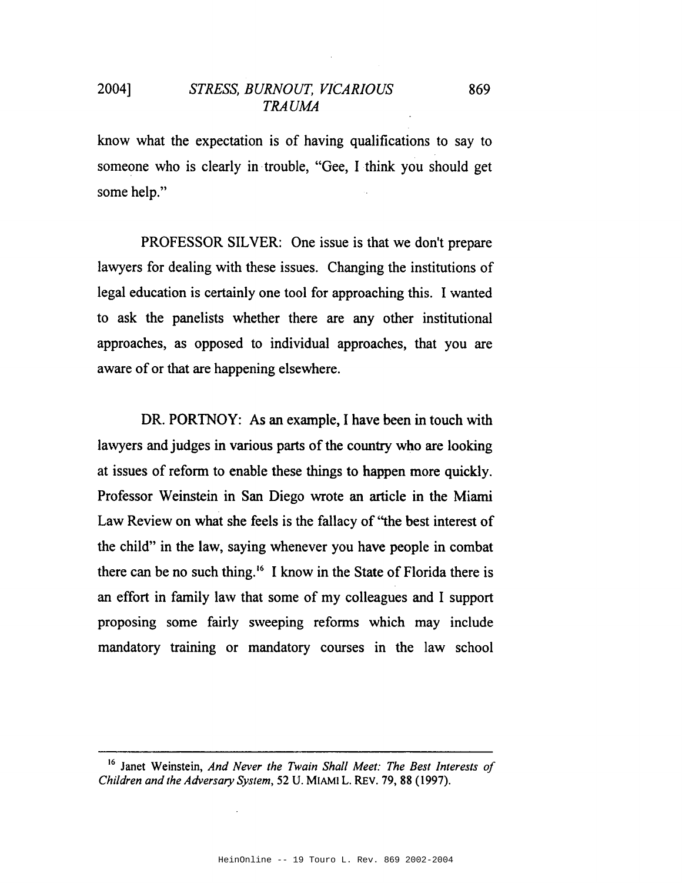know what the expectation is of having qualifications to say to someone who is clearly in trouble, "Gee, I think you should get some help."

PROFESSOR SILVER: One issue is that we don't prepare lawyers for dealing with these issues. Changing the institutions of legal education is certainly one tool for approaching this. I wanted to ask the panelists whether there are any other institutional approaches, as opposed to individual approaches, that you are aware of or that are happening elsewhere.

DR. PORTNOY: As an example, I have been in touch with lawyers and judges in various parts of the country who are looking at issues of reform to enable these things to happen more quickly. Professor Weinstein in San Diego wrote an article in the Miami Law Review on what she feels is the fallacy of "the best interest of the child" in the law, saying whenever you have people in combat there can be no such thing.[16] I know in the State of Florida there is an effort in family law that some of my colleagues and I support proposing some fairly sweeping reforms which may include mandatory training or mandatory courses in the law school

---

[16] Janet Weinstein, *And Never the Twain Shall Meet: The Best Interests of Children and the Adversary System*, 52 U. MIAMI L. REV. 79, 88 (1997).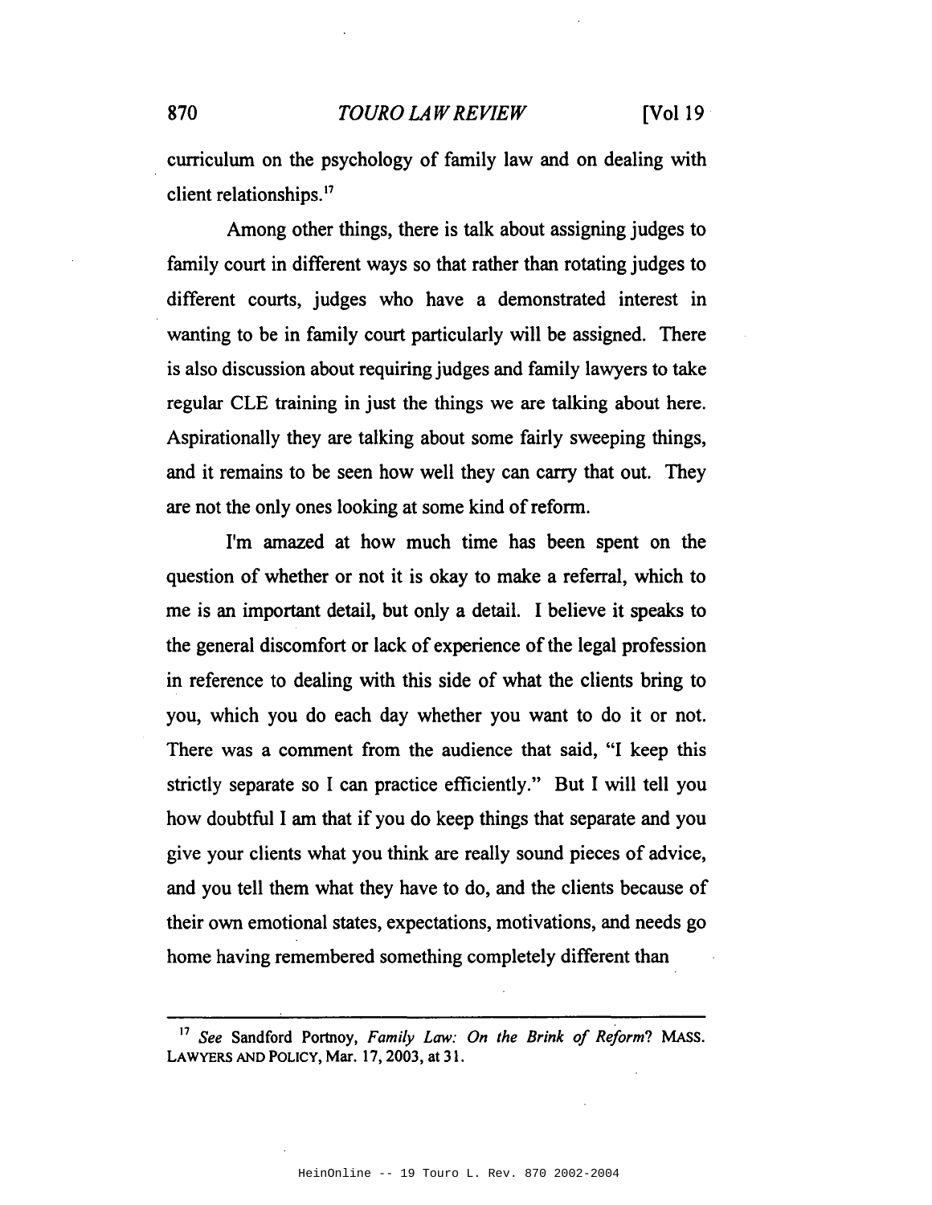curriculum on the psychology of family law and on dealing with client relationships.[17]

Among other things, there is talk about assigning judges to family court in different ways so that rather than rotating judges to different courts, judges who have a demonstrated interest in wanting to be in family court particularly will be assigned. There is also discussion about requiring judges and family lawyers to take regular CLE training in just the things we are talking about here. Aspirationally they are talking about some fairly sweeping things, and it remains to be seen how well they can carry that out. They are not the only ones looking at some kind of reform.

I'm amazed at how much time has been spent on the question of whether or not it is okay to make a referral, which to me is an important detail, but only a detail. I believe it speaks to the general discomfort or lack of experience of the legal profession in reference to dealing with this side of what the clients bring to you, which you do each day whether you want to do it or not. There was a comment from the audience that said, "I keep this strictly separate so I can practice efficiently." But I will tell you how doubtful I am that if you do keep things that separate and you give your clients what you think are really sound pieces of advice, and you tell them what they have to do, and the clients because of their own emotional states, expectations, motivations, and needs go home having remembered something completely different than

---

[17] *See* Sandford Portnoy, *Family Law: On the Brink of Reform*? MASS. LAWYERS AND POLICY, Mar. 17, 2003, at 31.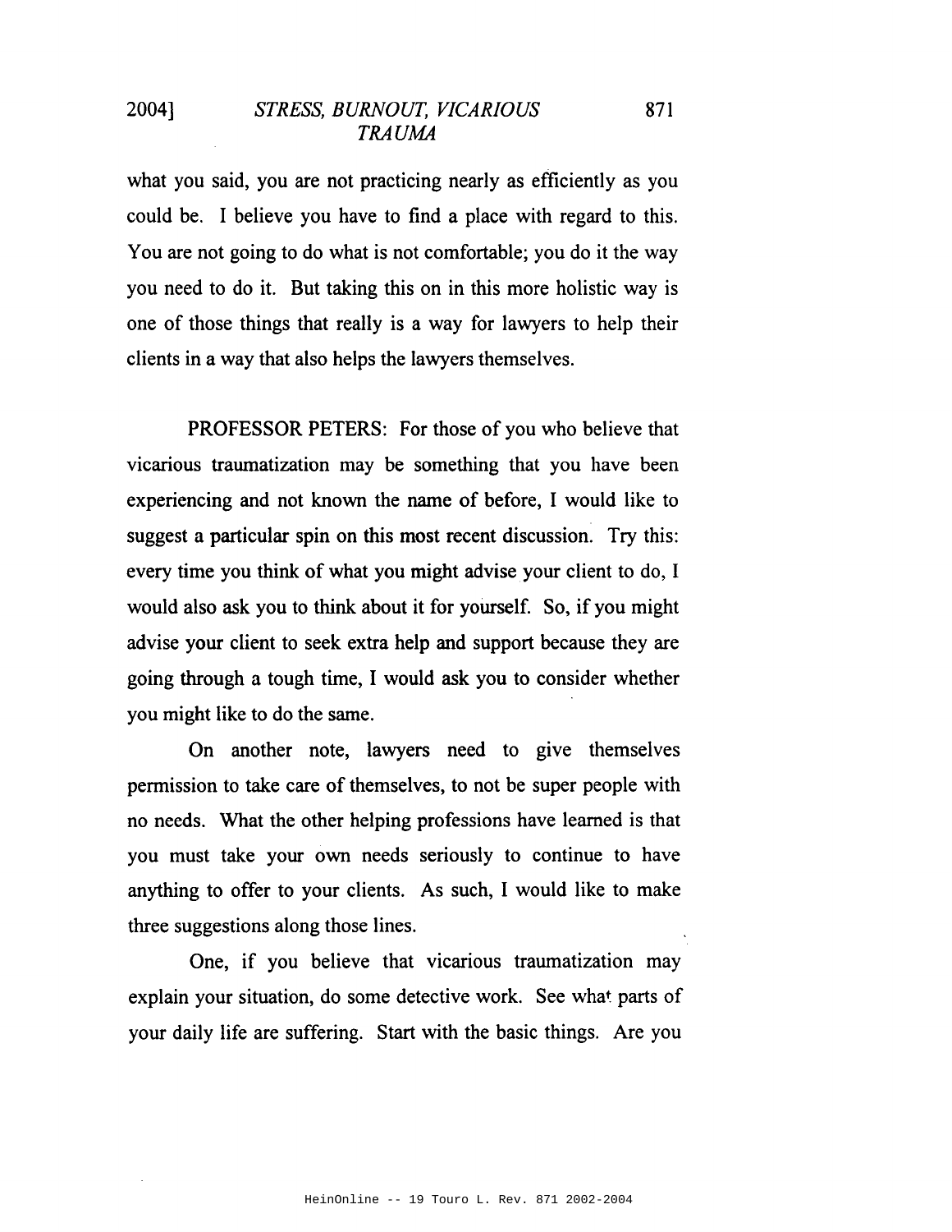what you said, you are not practicing nearly as efficiently as you could be. I believe you have to find a place with regard to this. You are not going to do what is not comfortable; you do it the way you need to do it. But taking this on in this more holistic way is one of those things that really is a way for lawyers to help their clients in a way that also helps the lawyers themselves.

PROFESSOR PETERS: For those of you who believe that vicarious traumatization may be something that you have been experiencing and not known the name of before, I would like to suggest a particular spin on this most recent discussion. Try this: every time you think of what you might advise your client to do, I would also ask you to think about it for yourself. So, if you might advise your client to seek extra help and support because they are going through a tough time, I would ask you to consider whether you might like to do the same.

On another note, lawyers need to give themselves permission to take care of themselves, to not be super people with no needs. What the other helping professions have learned is that you must take your own needs seriously to continue to have anything to offer to your clients. As such, I would like to make three suggestions along those lines.

One, if you believe that vicarious traumatization may explain your situation, do some detective work. See what parts of your daily life are suffering. Start with the basic things. Are you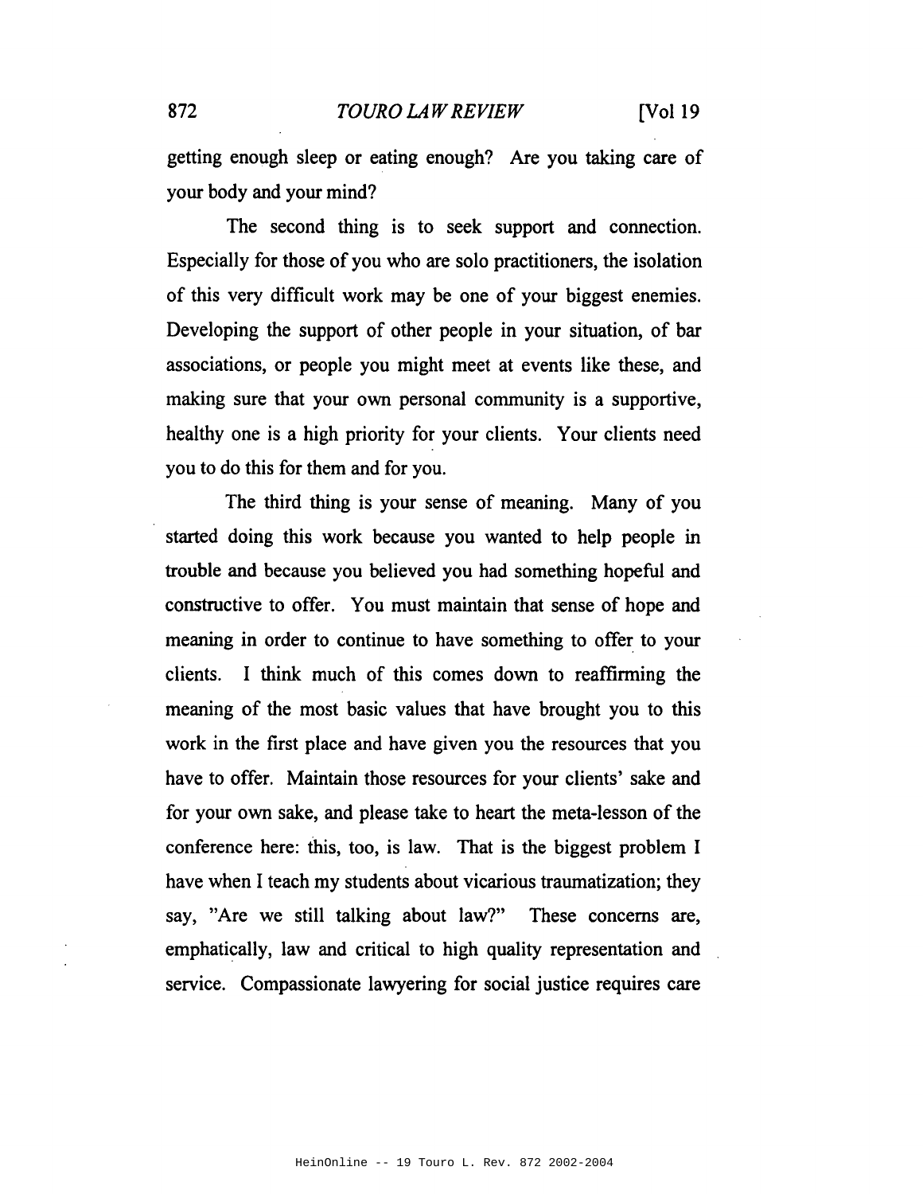getting enough sleep or eating enough? Are you taking care of your body and your mind?

The second thing is to seek support and connection. Especially for those of you who are solo practitioners, the isolation of this very difficult work may be one of your biggest enemies. Developing the support of other people in your situation, of bar associations, or people you might meet at events like these, and making sure that your own personal community is a supportive, healthy one is a high priority for your clients. Your clients need you to do this for them and for you.

The third thing is your sense of meaning. Many of you started doing this work because you wanted to help people in trouble and because you believed you had something hopeful and constructive to offer. You must maintain that sense of hope and meaning in order to continue to have something to offer to your clients. I think much of this comes down to reaffirming the meaning of the most basic values that have brought you to this work in the first place and have given you the resources that you have to offer. Maintain those resources for your clients' sake and for your own sake, and please take to heart the meta-lesson of the conference here: this, too, is law. That is the biggest problem I have when I teach my students about vicarious traumatization; they say, "Are we still talking about law?" These concerns are, emphatically, law and critical to high quality representation and service. Compassionate lawyering for social justice requires care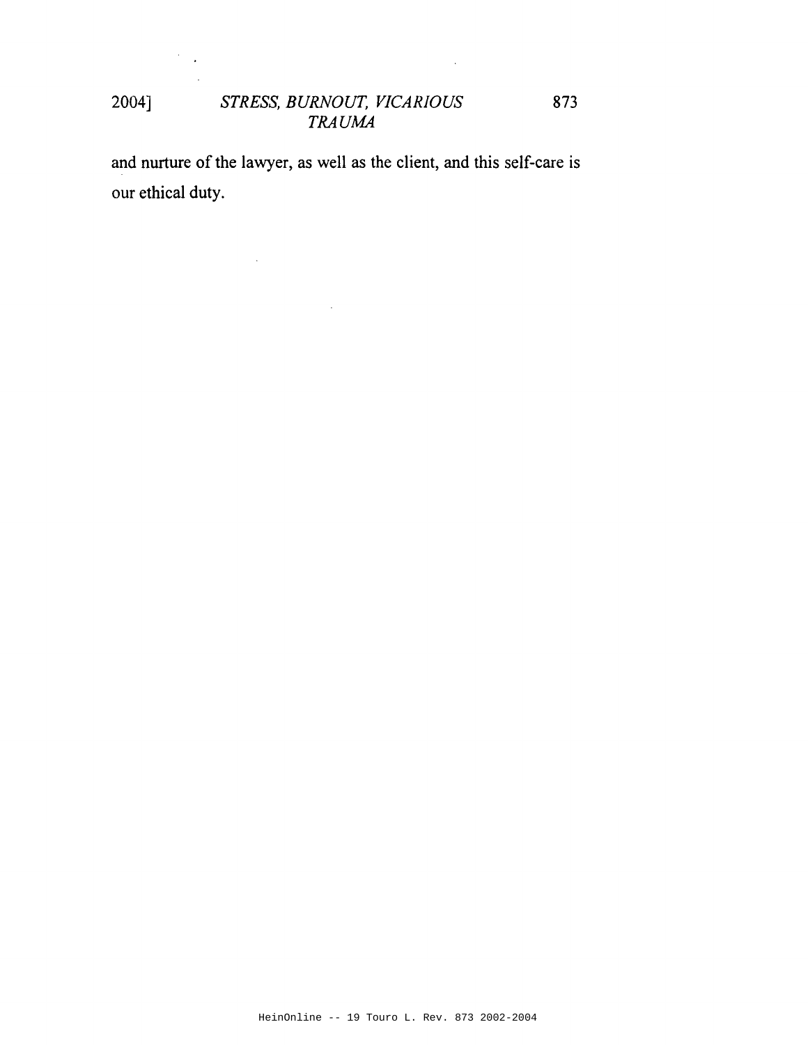and nurture of the lawyer, as well as the client, and this self-care is our ethical duty.